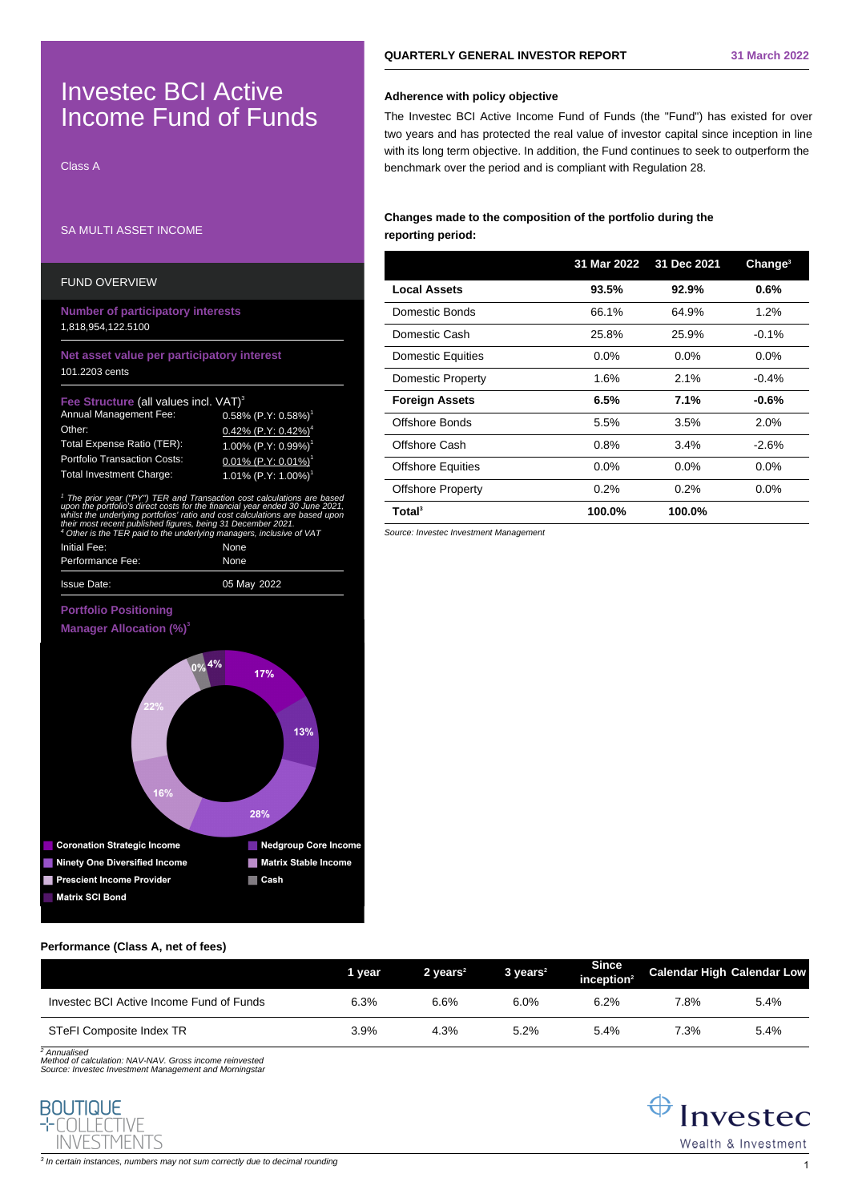# Investec BCI Active Income Fund of Funds

Class A

SA MULTI ASSET INCOME

## FUND OVERVIEW

**Number of participatory interests**
1,818,954,122.5100

**Net asset value per participatory interest**
101.2203 cents

**Fee Structure** (all values incl. VAT)[3]

| | |
|---|---|
| Annual Management Fee: | 0.58% (P.Y: 0.58%)[1] |
| Other: | 0.42% (P.Y: 0.42%)[4] |
| Total Expense Ratio (TER): | 1.00% (P.Y: 0.99%)[1] |
| Portfolio Transaction Costs: | 0.01% (P.Y: 0.01%)[1] |
| Total Investment Charge: | 1.01% (P.Y: 1.00%)[1] |

*[1] The prior year ("PY") TER and Transaction cost calculations are based upon the portfolio's direct costs for the financial year ended 30 June 2021, whilst the underlying portfolios' ratio and cost calculations are based upon their most recent published figures, being 31 December 2021.*
*[4] Other is the TER paid to the underlying managers, inclusive of VAT*

| | |
|---|---|
| Initial Fee: | None |
| Performance Fee: | None |
| Issue Date: | 05 May 2022 |

**Portfolio Positioning**

**Manager Allocation (%)**[3]

| Manager | % |
|---|---|
| Coronation Strategic Income | 17% |
| Nedgroup Core Income | 13% |
| Ninety One Diversified Income | 28% |
| Matrix Stable Income | 16% |
| Prescient Income Provider | 22% |
| Cash | 0% |
| Matrix SCI Bond | 4% |

## QUARTERLY GENERAL INVESTOR REPORT — 31 March 2022

**Adherence with policy objective**

The Investec BCI Active Income Fund of Funds (the "Fund") has existed for over two years and has protected the real value of investor capital since inception in line with its long term objective. In addition, the Fund continues to seek to outperform the benchmark over the period and is compliant with Regulation 28.

**Changes made to the composition of the portfolio during the reporting period:**

| | 31 Mar 2022 | 31 Dec 2021 | Change[3] |
|---|---|---|---|
| **Local Assets** | **93.5%** | **92.9%** | **0.6%** |
| Domestic Bonds | 66.1% | 64.9% | 1.2% |
| Domestic Cash | 25.8% | 25.9% | -0.1% |
| Domestic Equities | 0.0% | 0.0% | 0.0% |
| Domestic Property | 1.6% | 2.1% | -0.4% |
| **Foreign Assets** | **6.5%** | **7.1%** | **-0.6%** |
| Offshore Bonds | 5.5% | 3.5% | 2.0% |
| Offshore Cash | 0.8% | 3.4% | -2.6% |
| Offshore Equities | 0.0% | 0.0% | 0.0% |
| Offshore Property | 0.2% | 0.2% | 0.0% |
| **Total**[3] | **100.0%** | **100.0%** | |

*Source: Investec Investment Management*

**Performance (Class A, net of fees)**

| | 1 year | 2 years[2] | 3 years[2] | Since inception[2] | Calendar High | Calendar Low |
|---|---|---|---|---|---|---|
| Investec BCI Active Income Fund of Funds | 6.3% | 6.6% | 6.0% | 6.2% | 7.8% | 5.4% |
| STeFI Composite Index TR | 3.9% | 4.3% | 5.2% | 5.4% | 7.3% | 5.4% |

*[2] Annualised*
*Method of calculation: NAV-NAV. Gross income reinvested*
*Source: Investec Investment Management and Morningstar*

*[3] In certain instances, numbers may not sum correctly due to decimal rounding*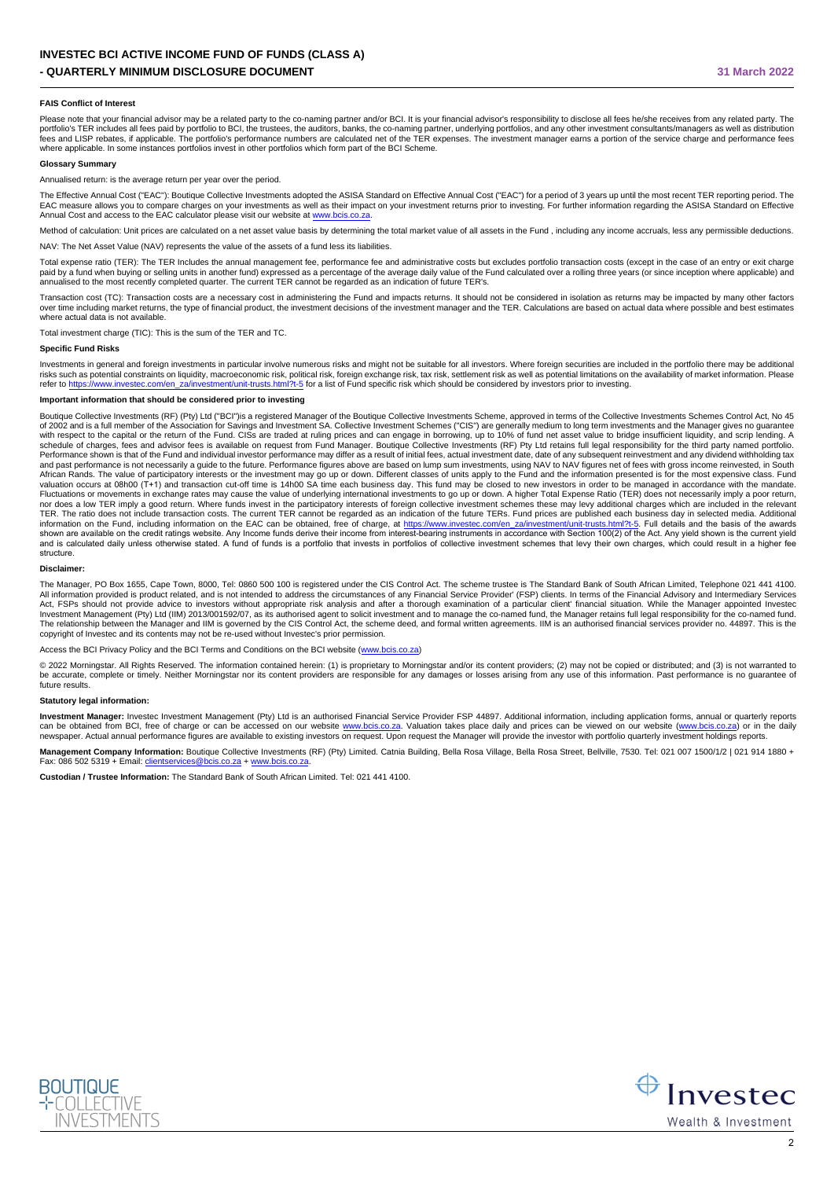## FAIS Conflict of Interest

Please note that your financial advisor may be a related party to the co-naming partner and/or BCI. It is your financial advisor's responsibility to disclose all fees he/she receives from any related party. The portfolio's TER includes all fees paid by portfolio to BCI, the trustees, the auditors, banks, the co-naming partner, underlying portfolios, and any other investment consultants/managers as well as distribution fees and LISP rebates, if applicable. The portfolio's performance numbers are calculated net of the TER expenses. The investment manager earns a portion of the service charge and performance fees where applicable. In some instances portfolios invest in other portfolios which form part of the BCI Scheme.

## Glossary Summary

Annualised return: is the average return per year over the period.

The Effective Annual Cost ("EAC"): Boutique Collective Investments adopted the ASISA Standard on Effective Annual Cost ("EAC") for a period of 3 years up until the most recent TER reporting period. The EAC measure allows you to compare charges on your investments as well as their impact on your investment returns prior to investing. For further information regarding the ASISA Standard on Effective Annual Cost and access to the EAC calculator please visit our website at www.bcis.co.za.

Method of calculation: Unit prices are calculated on a net asset value basis by determining the total market value of all assets in the Fund , including any income accruals, less any permissible deductions.

NAV: The Net Asset Value (NAV) represents the value of the assets of a fund less its liabilities.

Total expense ratio (TER): The TER Includes the annual management fee, performance fee and administrative costs but excludes portfolio transaction costs (except in the case of an entry or exit charge paid by a fund when buying or selling units in another fund) expressed as a percentage of the average daily value of the Fund calculated over a rolling three years (or since inception where applicable) and annualised to the most recently completed quarter. The current TER cannot be regarded as an indication of future TER's.

Transaction cost (TC): Transaction costs are a necessary cost in administering the Fund and impacts returns. It should not be considered in isolation as returns may be impacted by many other factors over time including market returns, the type of financial product, the investment decisions of the investment manager and the TER. Calculations are based on actual data where possible and best estimates where actual data is not available.

Total investment charge (TIC): This is the sum of the TER and TC.

## Specific Fund Risks

Investments in general and foreign investments in particular involve numerous risks and might not be suitable for all investors. Where foreign securities are included in the portfolio there may be additional risks such as potential constraints on liquidity, macroeconomic risk, political risk, foreign exchange risk, tax risk, settlement risk as well as potential limitations on the availability of market information. Please refer to https://www.investec.com/en_za/investment/unit-trusts.html?t-5 for a list of Fund specific risk which should be considered by investors prior to investing.

## Important information that should be considered prior to investing

Boutique Collective Investments (RF) (Pty) Ltd ("BCI")is a registered Manager of the Boutique Collective Investments Scheme, approved in terms of the Collective Investments Schemes Control Act, No 45 of 2002 and is a full member of the Association for Savings and Investment SA. Collective Investment Schemes ("CIS") are generally medium to long term investments and the Manager gives no guarantee with respect to the capital or the return of the Fund. CISs are traded at ruling prices and can engage in borrowing, up to 10% of fund net asset value to bridge insufficient liquidity, and scrip lending. A schedule of charges, fees and advisor fees is available on request from Fund Manager. Boutique Collective Investments (RF) Pty Ltd retains full legal responsibility for the third party named portfolio. Performance shown is that of the Fund and individual investor performance may differ as a result of initial fees, actual investment date, date of any subsequent reinvestment and any dividend withholding tax and past performance is not necessarily a guide to the future. Performance figures above are based on lump sum investments, using NAV to NAV figures net of fees with gross income reinvested, in South African Rands. The value of participatory interests or the investment may go up or down. Different classes of units apply to the Fund and the information presented is for the most expensive class. Fund valuation occurs at 08h00 (T+1) and transaction cut-off time is 14h00 SA time each business day. This fund may be closed to new investors in order to be managed in accordance with the mandate. Fluctuations or movements in exchange rates may cause the value of underlying international investments to go up or down. A higher Total Expense Ratio (TER) does not necessarily imply a poor return, nor does a low TER imply a good return. Where funds invest in the participatory interests of foreign collective investment schemes these may levy additional charges which are included in the relevant TER. The ratio does not include transaction costs. The current TER cannot be regarded as an indication of the future TERs. Fund prices are published each business day in selected media. Additional information on the Fund, including information on the EAC can be obtained, free of charge, at https://www.investec.com/en_za/investment/unit-trusts.html?t-5. Full details and the basis of the awards shown are available on the credit ratings website. Any Income funds derive their income from interest-bearing instruments in accordance with Section 100(2) of the Act. Any yield shown is the current yield and is calculated daily unless otherwise stated. A fund of funds is a portfolio that invests in portfolios of collective investment schemes that levy their own charges, which could result in a higher fee structure.

## Disclaimer:

The Manager, PO Box 1655, Cape Town, 8000, Tel: 0860 500 100 is registered under the CIS Control Act. The scheme trustee is The Standard Bank of South African Limited, Telephone 021 441 4100. All information provided is product related, and is not intended to address the circumstances of any Financial Service Provider' (FSP) clients. In terms of the Financial Advisory and Intermediary Services Act, FSPs should not provide advice to investors without appropriate risk analysis and after a thorough examination of a particular client' financial situation. While the Manager appointed Investec Investment Management (Pty) Ltd (IIM) 2013/001592/07, as its authorised agent to solicit investment and to manage the co-named fund, the Manager retains full legal responsibility for the co-named fund. The relationship between the Manager and IIM is governed by the CIS Control Act, the scheme deed, and formal written agreements. IIM is an authorised financial services provider no. 44897. This is the copyright of Investec and its contents may not be re-used without Investec's prior permission.

Access the BCI Privacy Policy and the BCI Terms and Conditions on the BCI website (www.bcis.co.za)

© 2022 Morningstar. All Rights Reserved. The information contained herein: (1) is proprietary to Morningstar and/or its content providers; (2) may not be copied or distributed; and (3) is not warranted to be accurate, complete or timely. Neither Morningstar nor its content providers are responsible for any damages or losses arising from any use of this information. Past performance is no guarantee of future results.

## Statutory legal information:

**Investment Manager:** Investec Investment Management (Pty) Ltd is an authorised Financial Service Provider FSP 44897. Additional information, including application forms, annual or quarterly reports can be obtained from BCI, free of charge or can be accessed on our website www.bcis.co.za. Valuation takes place daily and prices can be viewed on our website (www.bcis.co.za) or in the daily newspaper. Actual annual performance figures are available to existing investors on request. Upon request the Manager will provide the investor with portfolio quarterly investment holdings reports.

**Management Company Information:** Boutique Collective Investments (RF) (Pty) Limited. Catnia Building, Bella Rosa Village, Bella Rosa Street, Bellville, 7530. Tel: 021 007 1500/1/2 | 021 914 1880 + Fax: 086 502 5319 + Email: clientservices@bcis.co.za + www.bcis.co.za.

**Custodian / Trustee Information:** The Standard Bank of South African Limited. Tel: 021 441 4100.